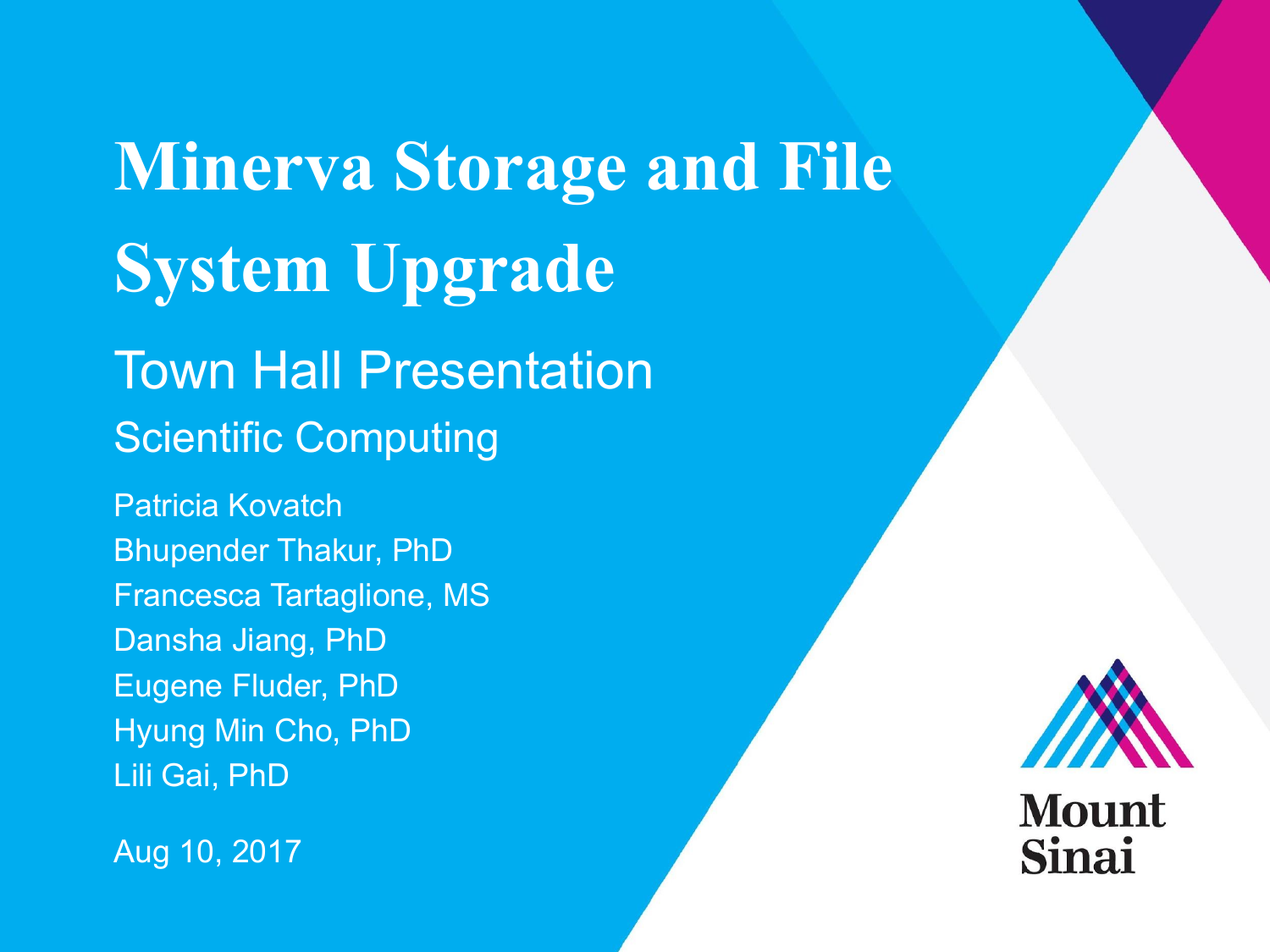# Minerva Storage and File System Upgrade

## Town Hall Presentation

### Scientific Computing

Patricia Kovatch
Bhupender Thakur, PhD
Francesca Tartaglione, MS
Dansha Jiang, PhD
Eugene Fluder, PhD
Hyung Min Cho, PhD
Lili Gai, PhD

Aug 10, 2017

Mount Sinai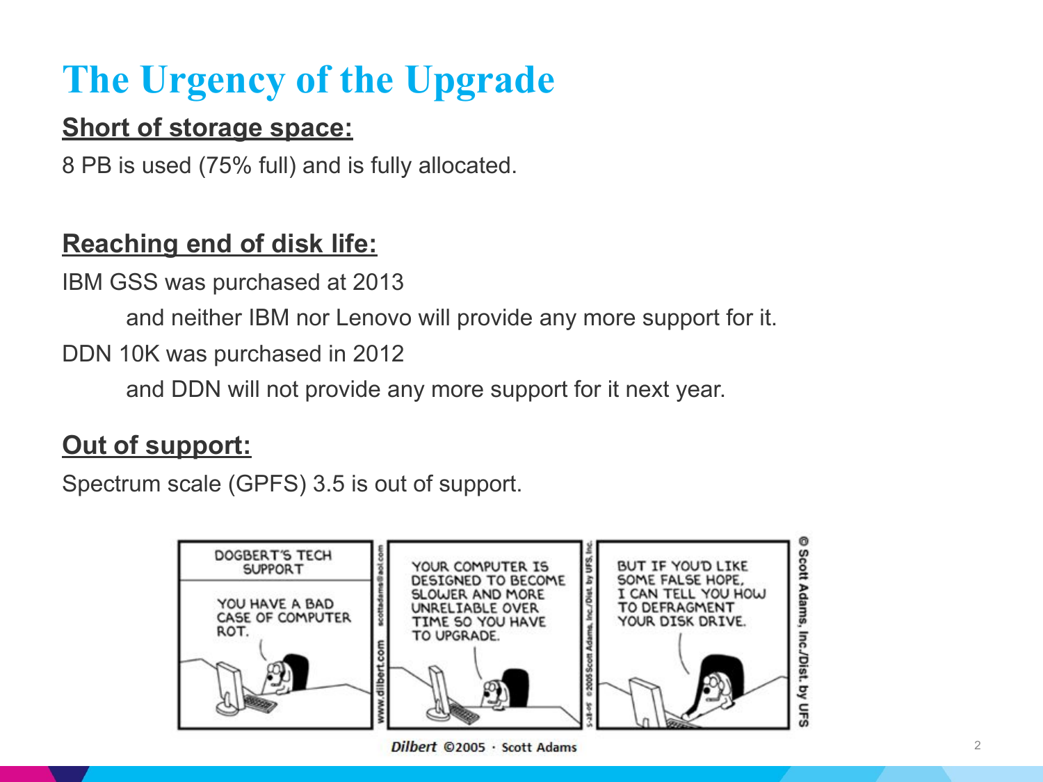# The Urgency of the Upgrade

**Short of storage space:**

8 PB is used (75% full) and is fully allocated.

**Reaching end of disk life:**

IBM GSS was purchased at 2013

  and neither IBM nor Lenovo will provide any more support for it.

DDN 10K was purchased in 2012

  and DDN will not provide any more support for it next year.

**Out of support:**

Spectrum scale (GPFS) 3.5 is out of support.

Dilbert ©2005 · Scott Adams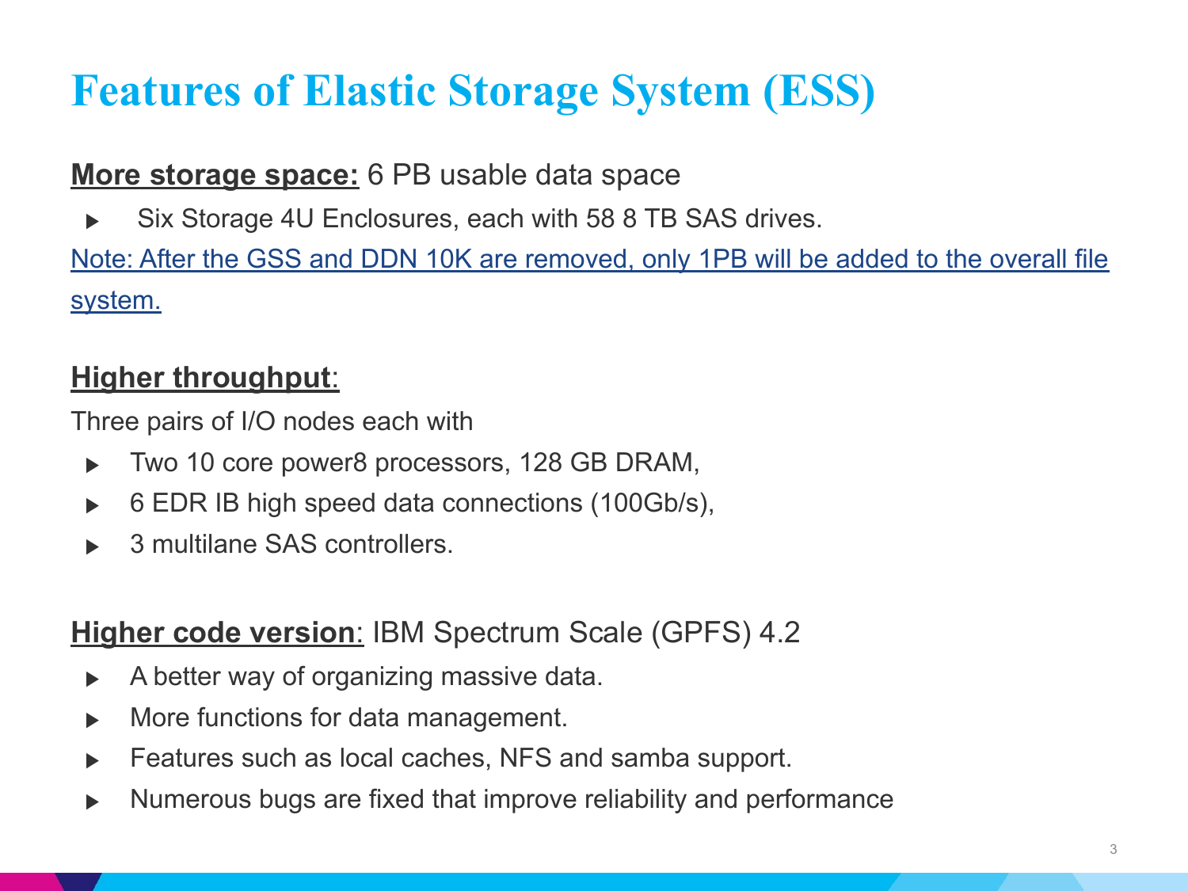# Features of Elastic Storage System (ESS)

**More storage space:** 6 PB usable data space

- Six Storage 4U Enclosures, each with 58 8 TB SAS drives.

Note: After the GSS and DDN 10K are removed, only 1PB will be added to the overall file system.

**Higher throughput**:

Three pairs of I/O nodes each with

- Two 10 core power8 processors, 128 GB DRAM,
- 6 EDR IB high speed data connections (100Gb/s),
- 3 multilane SAS controllers.

**Higher code version**: IBM Spectrum Scale (GPFS) 4.2

- A better way of organizing massive data.
- More functions for data management.
- Features such as local caches, NFS and samba support.
- Numerous bugs are fixed that improve reliability and performance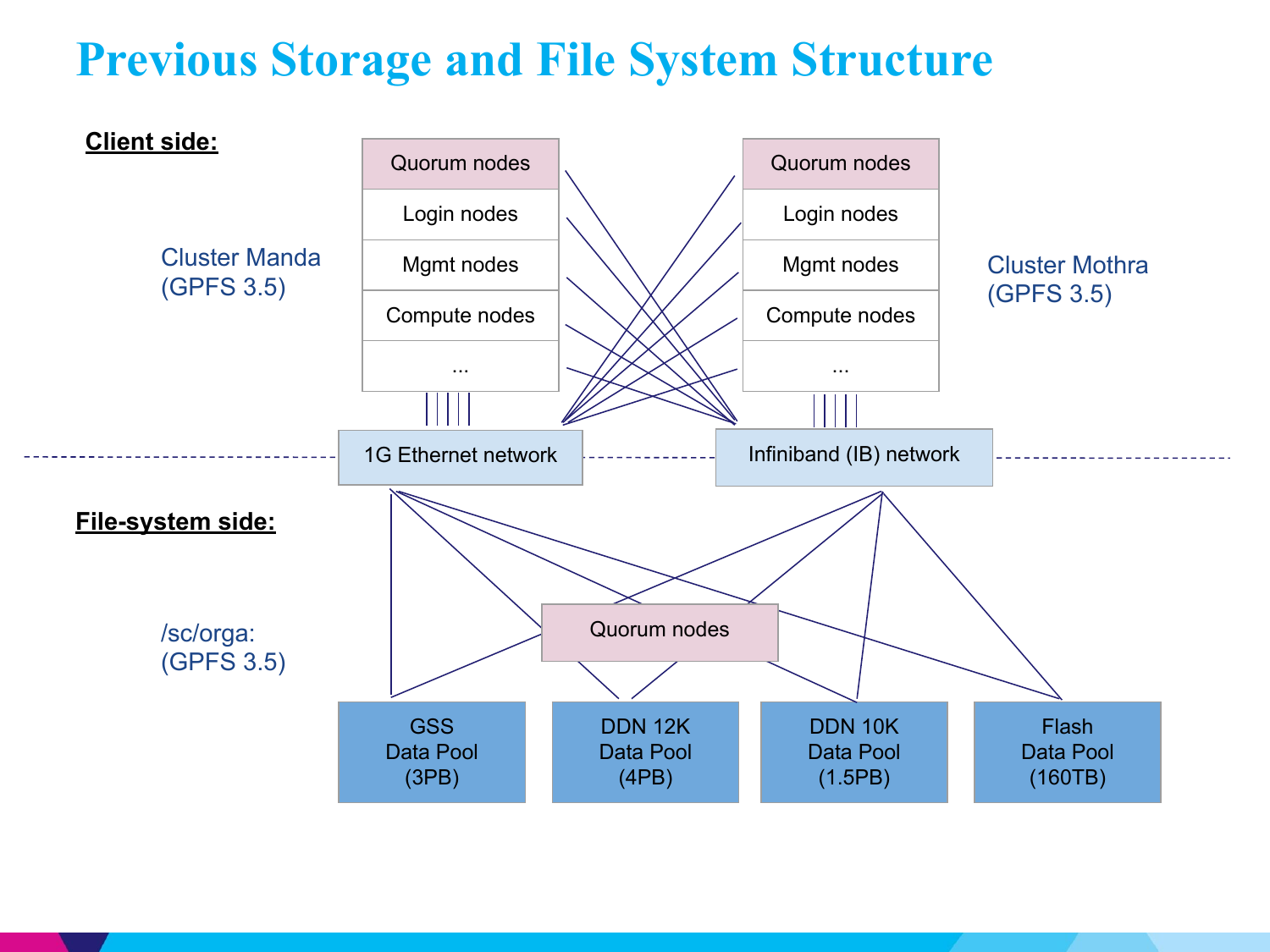# Previous Storage and File System Structure

**Client side:**

Cluster Manda (GPFS 3.5)

- Quorum nodes
- Login nodes
- Mgmt nodes
- Compute nodes
- ...

Cluster Mothra (GPFS 3.5)

- Quorum nodes
- Login nodes
- Mgmt nodes
- Compute nodes
- ...

1G Ethernet network

Infiniband (IB) network

**File-system side:**

/sc/orga: (GPFS 3.5)

Quorum nodes

| GSS Data Pool (3PB) | DDN 12K Data Pool (4PB) | DDN 10K Data Pool (1.5PB) | Flash Data Pool (160TB) |
|---|---|---|---|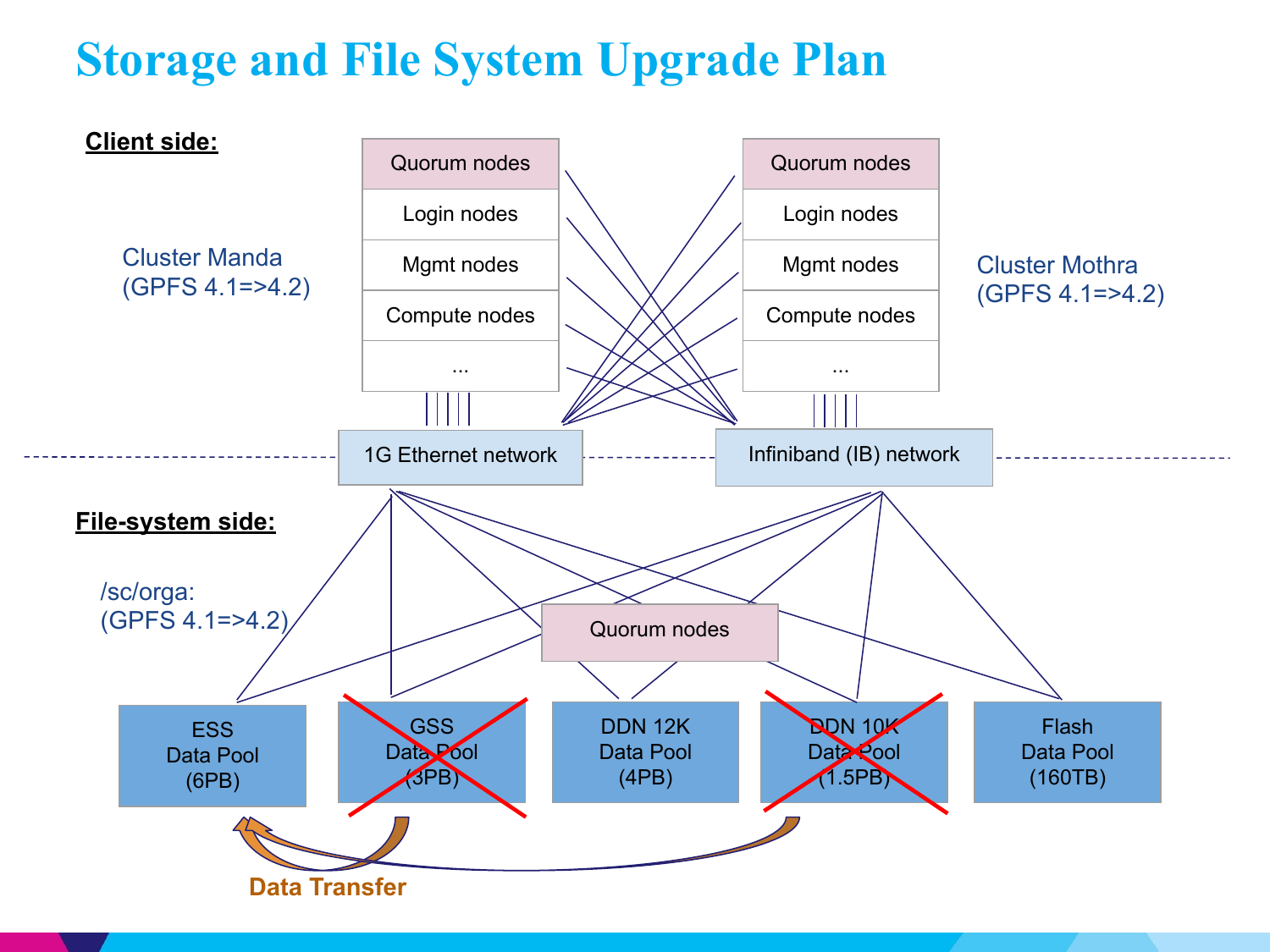# Storage and File System Upgrade Plan

**Client side:**

Cluster Manda (GPFS 4.1=>4.2)

- Quorum nodes
- Login nodes
- Mgmt nodes
- Compute nodes
- ...

Cluster Mothra (GPFS 4.1=>4.2)

- Quorum nodes
- Login nodes
- Mgmt nodes
- Compute nodes
- ...

1G Ethernet network

Infiniband (IB) network

**File-system side:**

/sc/orga: (GPFS 4.1=>4.2)

Quorum nodes

- ESS Data Pool (6PB)
- ~~GSS Data Pool (3PB)~~
- DDN 12K Data Pool (4PB)
- ~~DDN 10K Data Pool (1.5PB)~~
- Flash Data Pool (160TB)

Data Transfer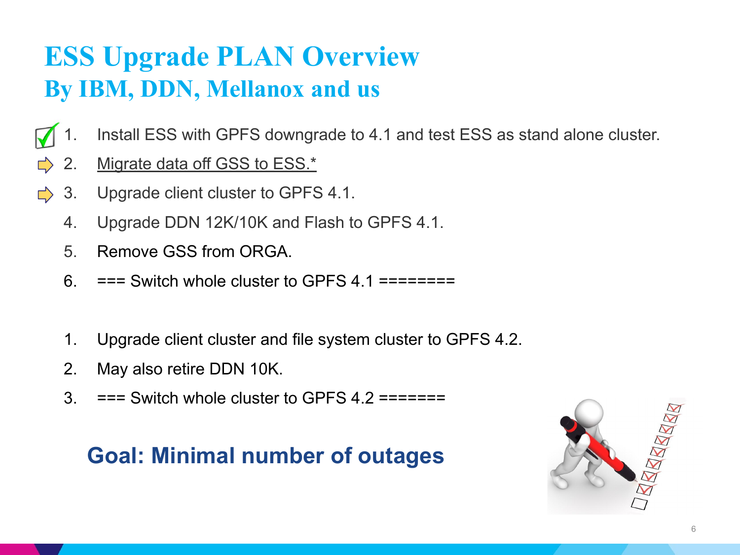# ESS Upgrade PLAN Overview
## By IBM, DDN, Mellanox and us

1. Install ESS with GPFS downgrade to 4.1 and test ESS as stand alone cluster.
2. Migrate data off GSS to ESS.*
3. Upgrade client cluster to GPFS 4.1.
4. Upgrade DDN 12K/10K and Flash to GPFS 4.1.
5. Remove GSS from ORGA.
6. === Switch whole cluster to GPFS 4.1 ========

1. Upgrade client cluster and file system cluster to GPFS 4.2.
2. May also retire DDN 10K.
3. === Switch whole cluster to GPFS 4.2 =======

**Goal: Minimal number of outages**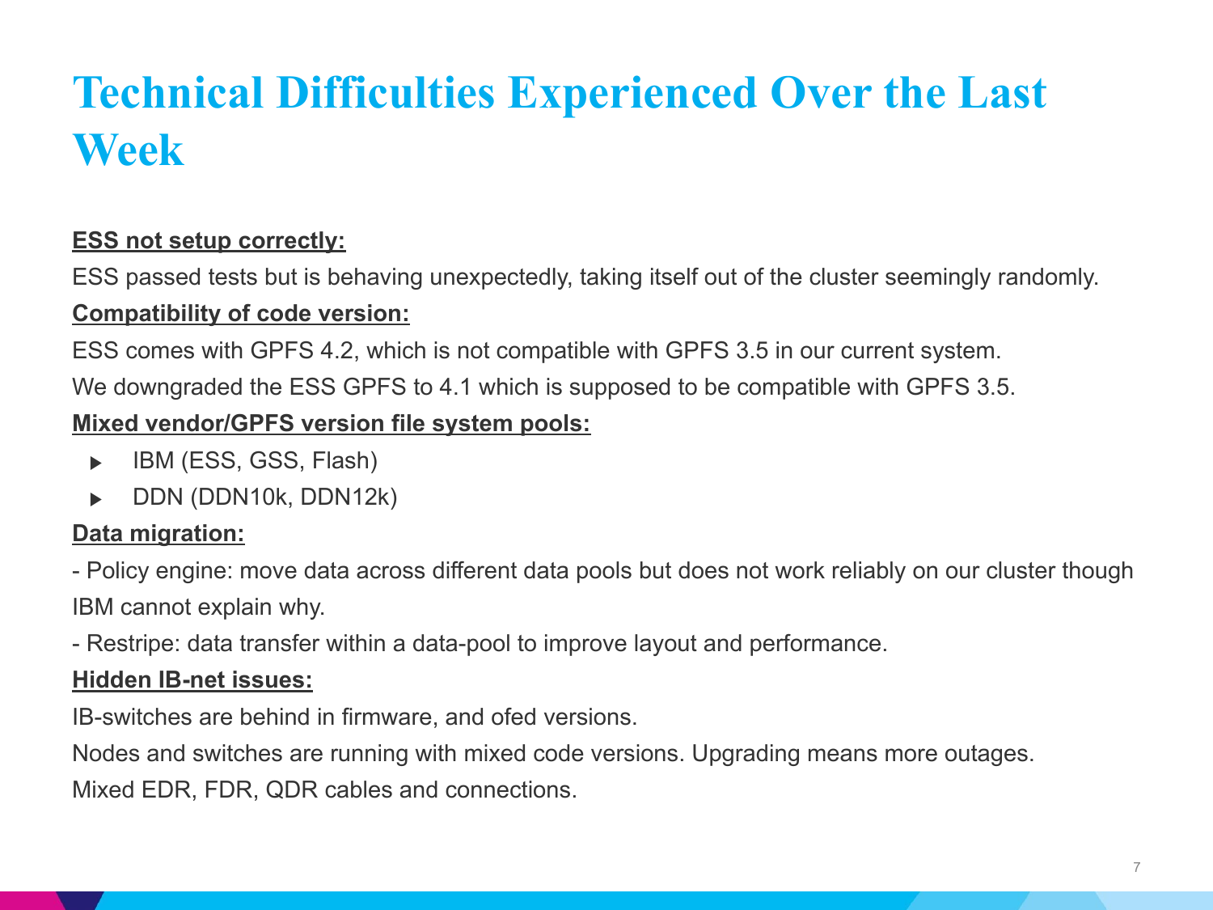# Technical Difficulties Experienced Over the Last Week

**ESS not setup correctly:**

ESS passed tests but is behaving unexpectedly, taking itself out of the cluster seemingly randomly.

**Compatibility of code version:**

ESS comes with GPFS 4.2, which is not compatible with GPFS 3.5 in our current system.

We downgraded the ESS GPFS to 4.1 which is supposed to be compatible with GPFS 3.5.

**Mixed vendor/GPFS version file system pools:**

- IBM (ESS, GSS, Flash)
- DDN (DDN10k, DDN12k)

**Data migration:**

- Policy engine: move data across different data pools but does not work reliably on our cluster though IBM cannot explain why.

- Restripe: data transfer within a data-pool to improve layout and performance.

**Hidden IB-net issues:**

IB-switches are behind in firmware, and ofed versions.

Nodes and switches are running with mixed code versions. Upgrading means more outages.

Mixed EDR, FDR, QDR cables and connections.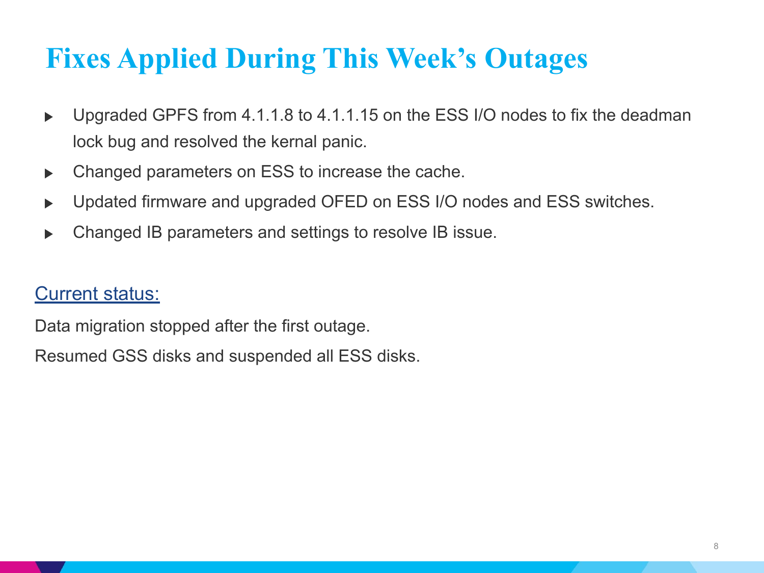# Fixes Applied During This Week's Outages

- Upgraded GPFS from 4.1.1.8 to 4.1.1.15 on the ESS I/O nodes to fix the deadman lock bug and resolved the kernal panic.
- Changed parameters on ESS to increase the cache.
- Updated firmware and upgraded OFED on ESS I/O nodes and ESS switches.
- Changed IB parameters and settings to resolve IB issue.

Current status:

Data migration stopped after the first outage.

Resumed GSS disks and suspended all ESS disks.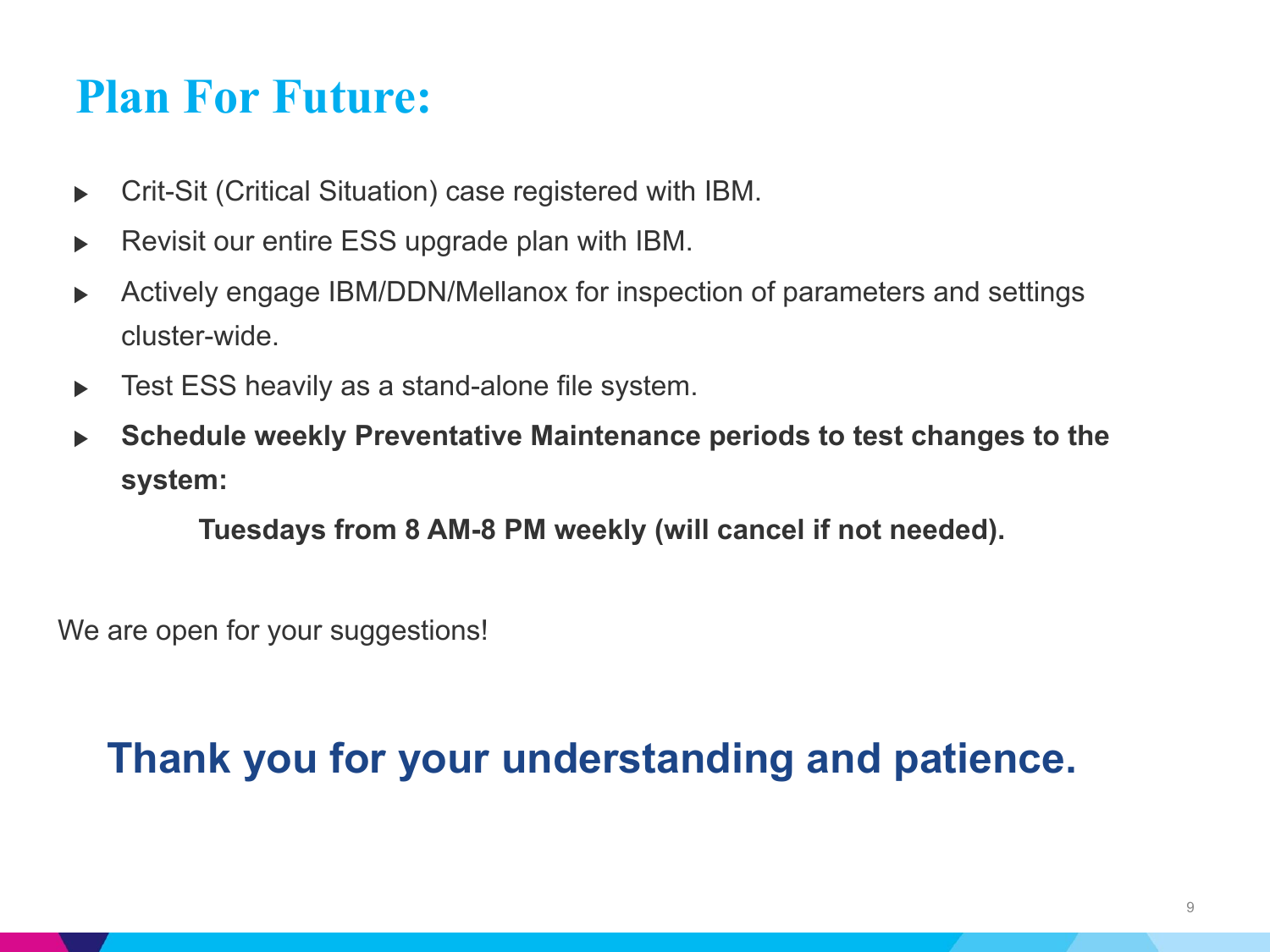# Plan For Future:

- Crit-Sit (Critical Situation) case registered with IBM.
- Revisit our entire ESS upgrade plan with IBM.
- Actively engage IBM/DDN/Mellanox for inspection of parameters and settings cluster-wide.
- Test ESS heavily as a stand-alone file system.
- **Schedule weekly Preventative Maintenance periods to test changes to the system:**

  **Tuesdays from 8 AM-8 PM weekly (will cancel if not needed).**

We are open for your suggestions!

## Thank you for your understanding and patience.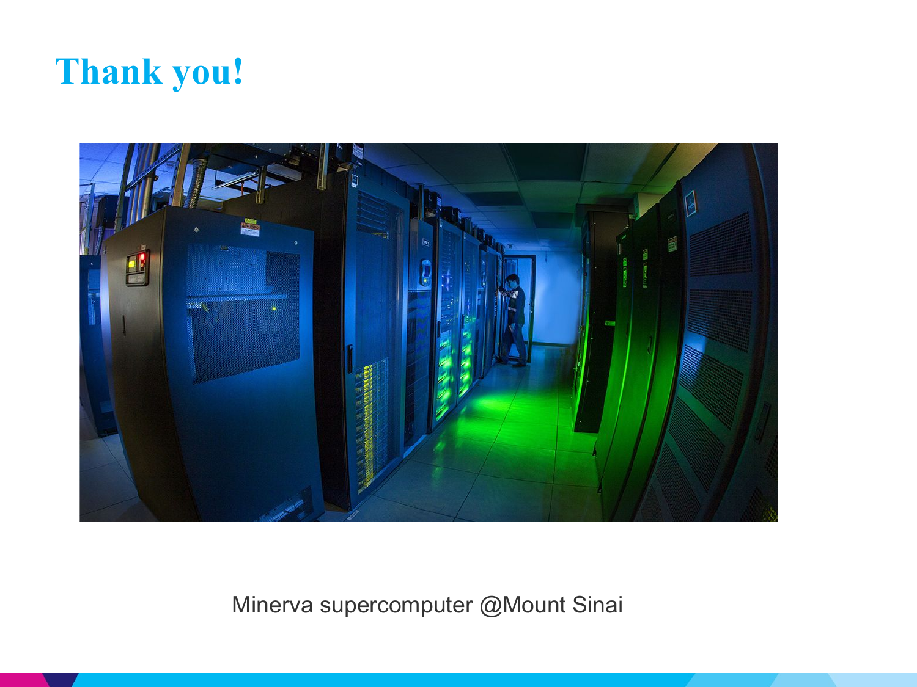# Thank you!

Minerva supercomputer @Mount Sinai